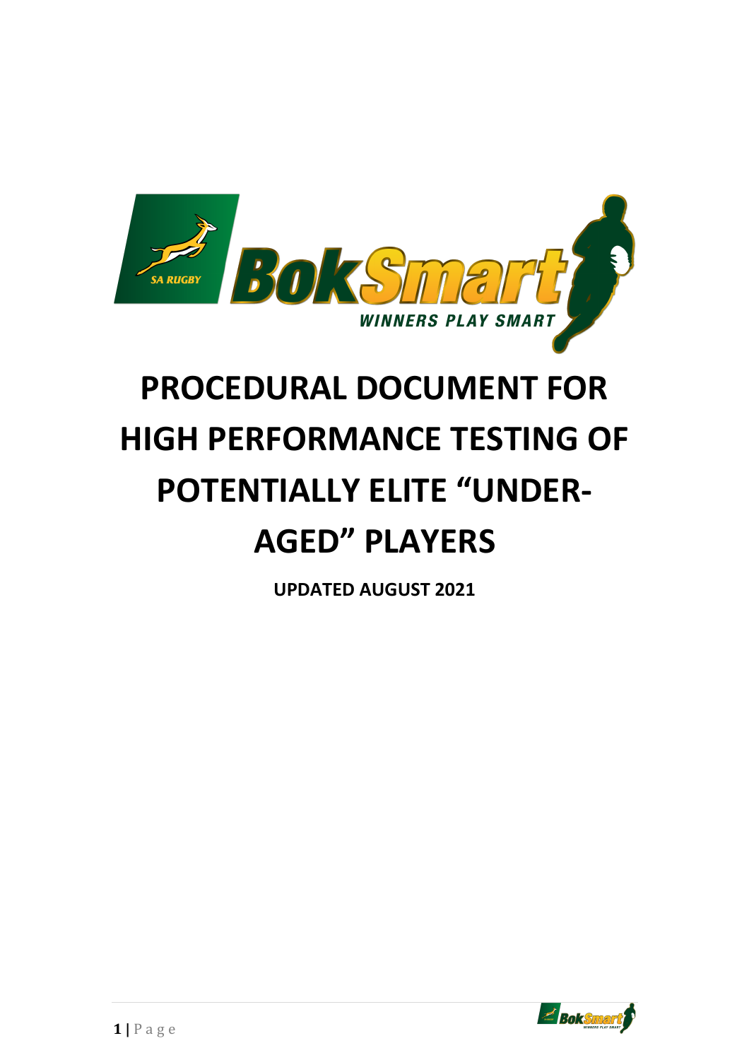# PROCEDURAL DOCUMENT FOR HIGH PERFORMANCE TESTING OF POTENTIALLY ELITE "UNDER-AGED" PLAYERS

**UPDATED AUGUST 2021**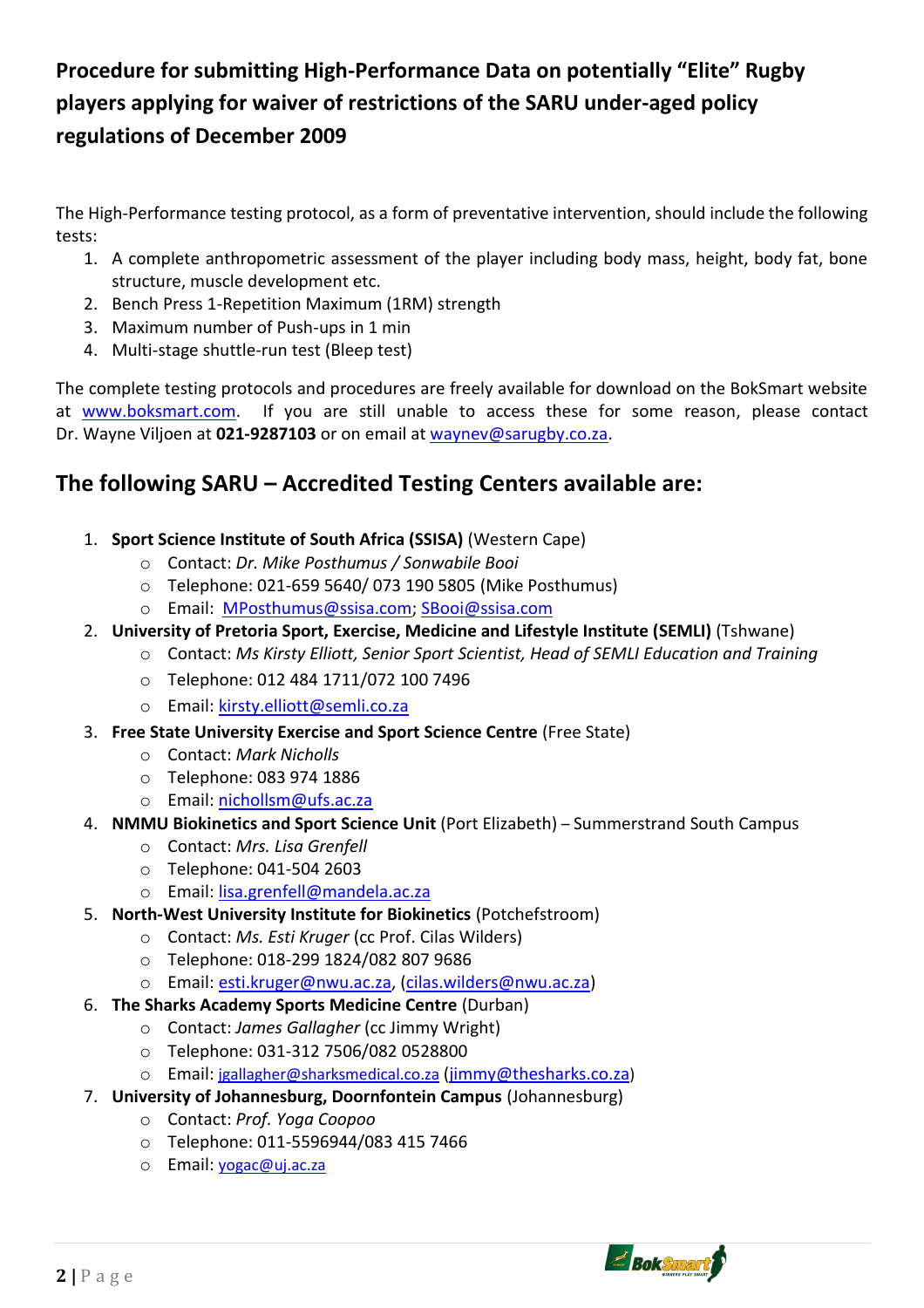## Procedure for submitting High-Performance Data on potentially "Elite" Rugby players applying for waiver of restrictions of the SARU under-aged policy regulations of December 2009

The High-Performance testing protocol, as a form of preventative intervention, should include the following tests:

1. A complete anthropometric assessment of the player including body mass, height, body fat, bone structure, muscle development etc.
2. Bench Press 1-Repetition Maximum (1RM) strength
3. Maximum number of Push-ups in 1 min
4. Multi-stage shuttle-run test (Bleep test)

The complete testing protocols and procedures are freely available for download on the BokSmart website at www.boksmart.com. If you are still unable to access these for some reason, please contact Dr. Wayne Viljoen at **021-9287103** or on email at waynev@sarugby.co.za.

## The following SARU – Accredited Testing Centers available are:

1. **Sport Science Institute of South Africa (SSISA)** (Western Cape)
   - Contact: *Dr. Mike Posthumus / Sonwabile Booi*
   - Telephone: 021-659 5640/ 073 190 5805 (Mike Posthumus)
   - Email: MPosthumus@ssisa.com; SBooi@ssisa.com
2. **University of Pretoria Sport, Exercise, Medicine and Lifestyle Institute (SEMLI)** (Tshwane)
   - Contact: *Ms Kirsty Elliott, Senior Sport Scientist, Head of SEMLI Education and Training*
   - Telephone: 012 484 1711/072 100 7496
   - Email: kirsty.elliott@semli.co.za
3. **Free State University Exercise and Sport Science Centre** (Free State)
   - Contact: *Mark Nicholls*
   - Telephone: 083 974 1886
   - Email: nichollsm@ufs.ac.za
4. **NMMU Biokinetics and Sport Science Unit** (Port Elizabeth) – Summerstrand South Campus
   - Contact: *Mrs. Lisa Grenfell*
   - Telephone: 041-504 2603
   - Email: lisa.grenfell@mandela.ac.za
5. **North-West University Institute for Biokinetics** (Potchefstroom)
   - Contact: *Ms. Esti Kruger* (cc Prof. Cilas Wilders)
   - Telephone: 018-299 1824/082 807 9686
   - Email: esti.kruger@nwu.ac.za, (cilas.wilders@nwu.ac.za)
6. **The Sharks Academy Sports Medicine Centre** (Durban)
   - Contact: *James Gallagher* (cc Jimmy Wright)
   - Telephone: 031-312 7506/082 0528800
   - Email: jgallagher@sharksmedical.co.za (jimmy@thesharks.co.za)
7. **University of Johannesburg, Doornfontein Campus** (Johannesburg)
   - Contact: *Prof. Yoga Coopoo*
   - Telephone: 011-5596944/083 415 7466
   - Email: yogac@uj.ac.za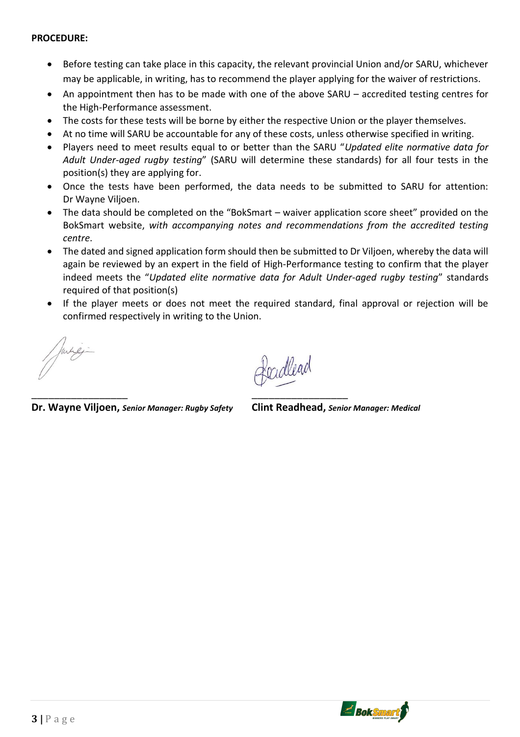**PROCEDURE:**

- Before testing can take place in this capacity, the relevant provincial Union and/or SARU, whichever may be applicable, in writing, has to recommend the player applying for the waiver of restrictions.
- An appointment then has to be made with one of the above SARU – accredited testing centres for the High-Performance assessment.
- The costs for these tests will be borne by either the respective Union or the player themselves.
- At no time will SARU be accountable for any of these costs, unless otherwise specified in writing.
- Players need to meet results equal to or better than the SARU "*Updated elite normative data for Adult Under-aged rugby testing*" (SARU will determine these standards) for all four tests in the position(s) they are applying for.
- Once the tests have been performed, the data needs to be submitted to SARU for attention: Dr Wayne Viljoen.
- The data should be completed on the "BokSmart – waiver application score sheet" provided on the BokSmart website, *with accompanying notes and recommendations from the accredited testing centre*.
- The dated and signed application form should then be submitted to Dr Viljoen, whereby the data will again be reviewed by an expert in the field of High-Performance testing to confirm that the player indeed meets the "*Updated elite normative data for Adult Under-aged rugby testing*" standards required of that position(s)
- If the player meets or does not meet the required standard, final approval or rejection will be confirmed respectively in writing to the Union.

\_\_\_\_\_\_\_\_\_\_\_\_\_\_\_\_\_\_\_\_
**Dr. Wayne Viljoen,** ***Senior Manager: Rugby Safety***

\_\_\_\_\_\_\_\_\_\_\_\_\_\_\_\_\_\_\_\_
**Clint Readhead,** ***Senior Manager: Medical***